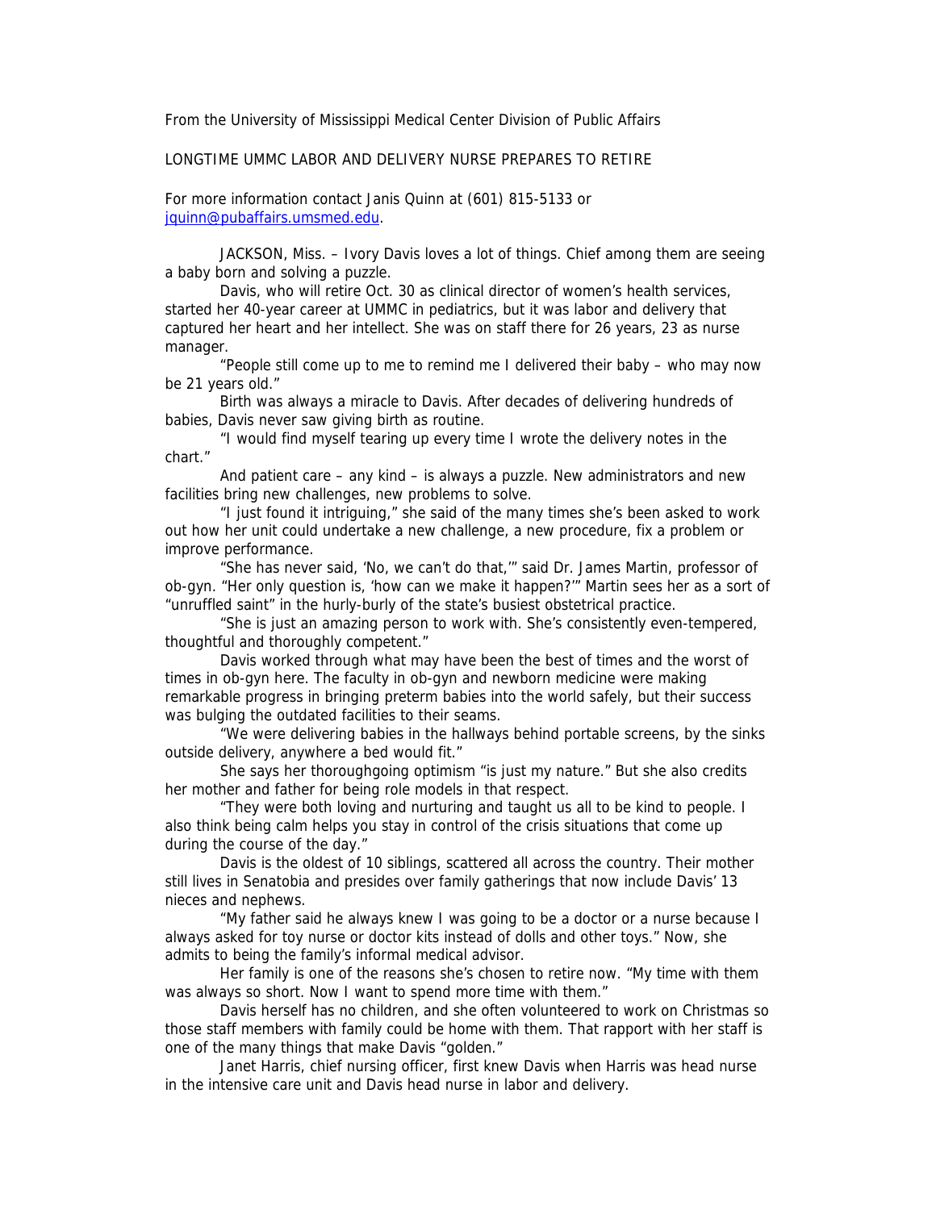From the University of Mississippi Medical Center Division of Public Affairs

LONGTIME UMMC LABOR AND DELIVERY NURSE PREPARES TO RETIRE

For more information contact Janis Quinn at (601) 815-5133 or jquinn@pubaffairs.umsmed.edu.

JACKSON, Miss. – Ivory Davis loves a lot of things. Chief among them are seeing a baby born and solving a puzzle.

Davis, who will retire Oct. 30 as clinical director of women's health services, started her 40-year career at UMMC in pediatrics, but it was labor and delivery that captured her heart and her intellect. She was on staff there for 26 years, 23 as nurse manager.

"People still come up to me to remind me I delivered their baby – who may now be 21 years old."

Birth was always a miracle to Davis. After decades of delivering hundreds of babies, Davis never saw giving birth as routine.

"I would find myself tearing up every time I wrote the delivery notes in the chart."

And patient care – any kind – is always a puzzle. New administrators and new facilities bring new challenges, new problems to solve.

"I just found it intriguing," she said of the many times she's been asked to work out how her unit could undertake a new challenge, a new procedure, fix a problem or improve performance.

"She has never said, 'No, we can't do that,'" said Dr. James Martin, professor of ob-gyn. "Her only question is, 'how can we make it happen?'" Martin sees her as a sort of "unruffled saint" in the hurly-burly of the state's busiest obstetrical practice.

"She is just an amazing person to work with. She's consistently even-tempered, thoughtful and thoroughly competent."

Davis worked through what may have been the best of times and the worst of times in ob-gyn here. The faculty in ob-gyn and newborn medicine were making remarkable progress in bringing preterm babies into the world safely, but their success was bulging the outdated facilities to their seams.

"We were delivering babies in the hallways behind portable screens, by the sinks outside delivery, anywhere a bed would fit."

She says her thoroughgoing optimism "is just my nature." But she also credits her mother and father for being role models in that respect.

"They were both loving and nurturing and taught us all to be kind to people. I also think being calm helps you stay in control of the crisis situations that come up during the course of the day."

Davis is the oldest of 10 siblings, scattered all across the country. Their mother still lives in Senatobia and presides over family gatherings that now include Davis' 13 nieces and nephews.

"My father said he always knew I was going to be a doctor or a nurse because I always asked for toy nurse or doctor kits instead of dolls and other toys." Now, she admits to being the family's informal medical advisor.

Her family is one of the reasons she's chosen to retire now. "My time with them was always so short. Now I want to spend more time with them."

Davis herself has no children, and she often volunteered to work on Christmas so those staff members with family could be home with them. That rapport with her staff is one of the many things that make Davis "golden."

Janet Harris, chief nursing officer, first knew Davis when Harris was head nurse in the intensive care unit and Davis head nurse in labor and delivery.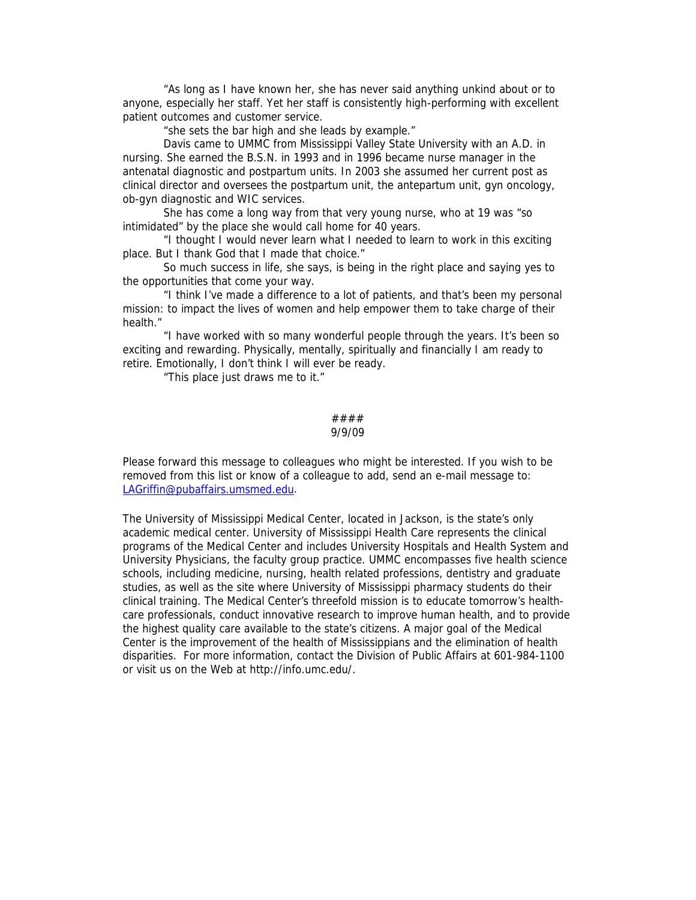"As long as I have known her, she has never said anything unkind about or to anyone, especially her staff. Yet her staff is consistently high-performing with excellent patient outcomes and customer service.

"she sets the bar high and she leads by example."

Davis came to UMMC from Mississippi Valley State University with an A.D. in nursing. She earned the B.S.N. in 1993 and in 1996 became nurse manager in the antenatal diagnostic and postpartum units. In 2003 she assumed her current post as clinical director and oversees the postpartum unit, the antepartum unit, gyn oncology, ob-gyn diagnostic and WIC services.

She has come a long way from that very young nurse, who at 19 was "so intimidated" by the place she would call home for 40 years.

"I thought I would never learn what I needed to learn to work in this exciting place. But I thank God that I made that choice."

So much success in life, she says, is being in the right place and saying yes to the opportunities that come your way.

"I think I've made a difference to a lot of patients, and that's been my personal mission: to impact the lives of women and help empower them to take charge of their health."

"I have worked with so many wonderful people through the years. It's been so exciting and rewarding. Physically, mentally, spiritually and financially I am ready to retire. Emotionally, I don't think I will ever be ready.

"This place just draws me to it."

####

9/9/09

Please forward this message to colleagues who might be interested. If you wish to be removed from this list or know of a colleague to add, send an e-mail message to: LAGriffin@pubaffairs.umsmed.edu.

The University of Mississippi Medical Center, located in Jackson, is the state's only academic medical center. University of Mississippi Health Care represents the clinical programs of the Medical Center and includes University Hospitals and Health System and University Physicians, the faculty group practice. UMMC encompasses five health science schools, including medicine, nursing, health related professions, dentistry and graduate studies, as well as the site where University of Mississippi pharmacy students do their clinical training. The Medical Center's threefold mission is to educate tomorrow's health-care professionals, conduct innovative research to improve human health, and to provide the highest quality care available to the state's citizens. A major goal of the Medical Center is the improvement of the health of Mississippians and the elimination of health disparities. For more information, contact the Division of Public Affairs at 601-984-1100 or visit us on the Web at http://info.umc.edu/.